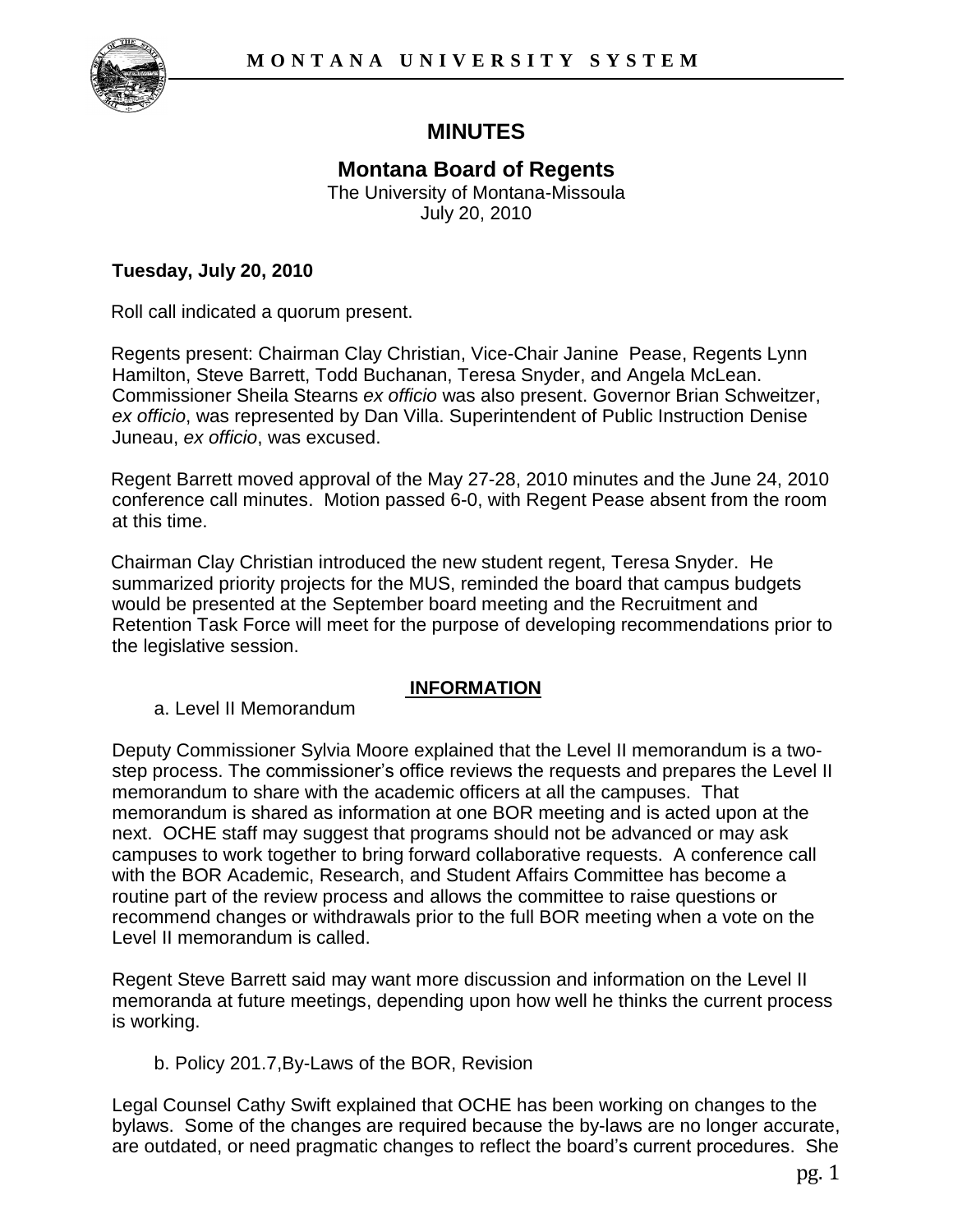# MINUTES

## Montana Board of Regents

The University of Montana-Missoula
July 20, 2010

**Tuesday, July 20, 2010**

Roll call indicated a quorum present.

Regents present: Chairman Clay Christian, Vice-Chair Janine Pease, Regents Lynn Hamilton, Steve Barrett, Todd Buchanan, Teresa Snyder, and Angela McLean. Commissioner Sheila Stearns *ex officio* was also present. Governor Brian Schweitzer, *ex officio*, was represented by Dan Villa. Superintendent of Public Instruction Denise Juneau, *ex officio*, was excused.

Regent Barrett moved approval of the May 27-28, 2010 minutes and the June 24, 2010 conference call minutes. Motion passed 6-0, with Regent Pease absent from the room at this time.

Chairman Clay Christian introduced the new student regent, Teresa Snyder. He summarized priority projects for the MUS, reminded the board that campus budgets would be presented at the September board meeting and the Recruitment and Retention Task Force will meet for the purpose of developing recommendations prior to the legislative session.

**INFORMATION**

a. Level II Memorandum

Deputy Commissioner Sylvia Moore explained that the Level II memorandum is a two-step process. The commissioner's office reviews the requests and prepares the Level II memorandum to share with the academic officers at all the campuses. That memorandum is shared as information at one BOR meeting and is acted upon at the next. OCHE staff may suggest that programs should not be advanced or may ask campuses to work together to bring forward collaborative requests. A conference call with the BOR Academic, Research, and Student Affairs Committee has become a routine part of the review process and allows the committee to raise questions or recommend changes or withdrawals prior to the full BOR meeting when a vote on the Level II memorandum is called.

Regent Steve Barrett said may want more discussion and information on the Level II memoranda at future meetings, depending upon how well he thinks the current process is working.

b. Policy 201.7,By-Laws of the BOR, Revision

Legal Counsel Cathy Swift explained that OCHE has been working on changes to the bylaws. Some of the changes are required because the by-laws are no longer accurate, are outdated, or need pragmatic changes to reflect the board's current procedures. She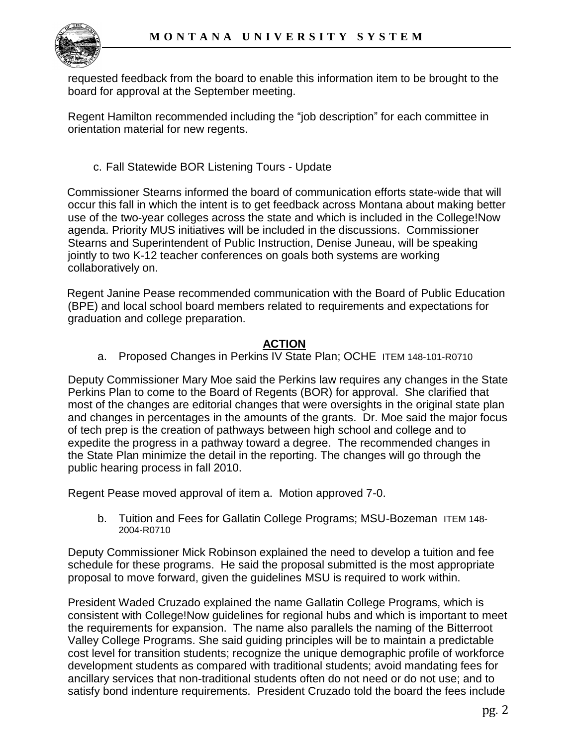requested feedback from the board to enable this information item to be brought to the board for approval at the September meeting.

Regent Hamilton recommended including the "job description" for each committee in orientation material for new regents.

c. Fall Statewide BOR Listening Tours - Update

Commissioner Stearns informed the board of communication efforts state-wide that will occur this fall in which the intent is to get feedback across Montana about making better use of the two-year colleges across the state and which is included in the College!Now agenda. Priority MUS initiatives will be included in the discussions. Commissioner Stearns and Superintendent of Public Instruction, Denise Juneau, will be speaking jointly to two K-12 teacher conferences on goals both systems are working collaboratively on.

Regent Janine Pease recommended communication with the Board of Public Education (BPE) and local school board members related to requirements and expectations for graduation and college preparation.

## ACTION

a. Proposed Changes in Perkins IV State Plan; OCHE ITEM 148-101-R0710

Deputy Commissioner Mary Moe said the Perkins law requires any changes in the State Perkins Plan to come to the Board of Regents (BOR) for approval. She clarified that most of the changes are editorial changes that were oversights in the original state plan and changes in percentages in the amounts of the grants. Dr. Moe said the major focus of tech prep is the creation of pathways between high school and college and to expedite the progress in a pathway toward a degree. The recommended changes in the State Plan minimize the detail in the reporting. The changes will go through the public hearing process in fall 2010.

Regent Pease moved approval of item a. Motion approved 7-0.

b. Tuition and Fees for Gallatin College Programs; MSU-Bozeman ITEM 148-2004-R0710

Deputy Commissioner Mick Robinson explained the need to develop a tuition and fee schedule for these programs. He said the proposal submitted is the most appropriate proposal to move forward, given the guidelines MSU is required to work within.

President Waded Cruzado explained the name Gallatin College Programs, which is consistent with College!Now guidelines for regional hubs and which is important to meet the requirements for expansion. The name also parallels the naming of the Bitterroot Valley College Programs. She said guiding principles will be to maintain a predictable cost level for transition students; recognize the unique demographic profile of workforce development students as compared with traditional students; avoid mandating fees for ancillary services that non-traditional students often do not need or do not use; and to satisfy bond indenture requirements. President Cruzado told the board the fees include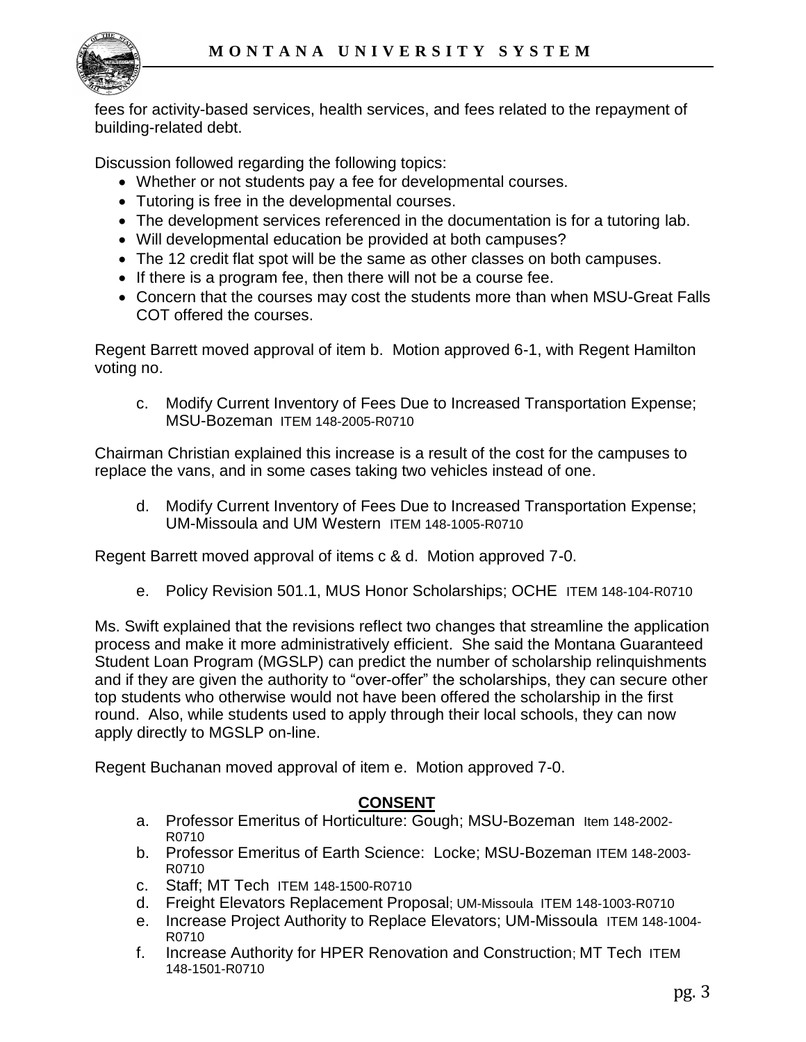fees for activity-based services, health services, and fees related to the repayment of building-related debt.

Discussion followed regarding the following topics:

- Whether or not students pay a fee for developmental courses.
- Tutoring is free in the developmental courses.
- The development services referenced in the documentation is for a tutoring lab.
- Will developmental education be provided at both campuses?
- The 12 credit flat spot will be the same as other classes on both campuses.
- If there is a program fee, then there will not be a course fee.
- Concern that the courses may cost the students more than when MSU-Great Falls COT offered the courses.

Regent Barrett moved approval of item b. Motion approved 6-1, with Regent Hamilton voting no.

c. Modify Current Inventory of Fees Due to Increased Transportation Expense; MSU-Bozeman ITEM 148-2005-R0710

Chairman Christian explained this increase is a result of the cost for the campuses to replace the vans, and in some cases taking two vehicles instead of one.

d. Modify Current Inventory of Fees Due to Increased Transportation Expense; UM-Missoula and UM Western ITEM 148-1005-R0710

Regent Barrett moved approval of items c & d. Motion approved 7-0.

e. Policy Revision 501.1, MUS Honor Scholarships; OCHE ITEM 148-104-R0710

Ms. Swift explained that the revisions reflect two changes that streamline the application process and make it more administratively efficient. She said the Montana Guaranteed Student Loan Program (MGSLP) can predict the number of scholarship relinquishments and if they are given the authority to "over-offer" the scholarships, they can secure other top students who otherwise would not have been offered the scholarship in the first round. Also, while students used to apply through their local schools, they can now apply directly to MGSLP on-line.

Regent Buchanan moved approval of item e. Motion approved 7-0.

## CONSENT

a. Professor Emeritus of Horticulture: Gough; MSU-Bozeman Item 148-2002-R0710
b. Professor Emeritus of Earth Science: Locke; MSU-Bozeman ITEM 148-2003-R0710
c. Staff; MT Tech ITEM 148-1500-R0710
d. Freight Elevators Replacement Proposal; UM-Missoula ITEM 148-1003-R0710
e. Increase Project Authority to Replace Elevators; UM-Missoula ITEM 148-1004-R0710
f. Increase Authority for HPER Renovation and Construction; MT Tech ITEM 148-1501-R0710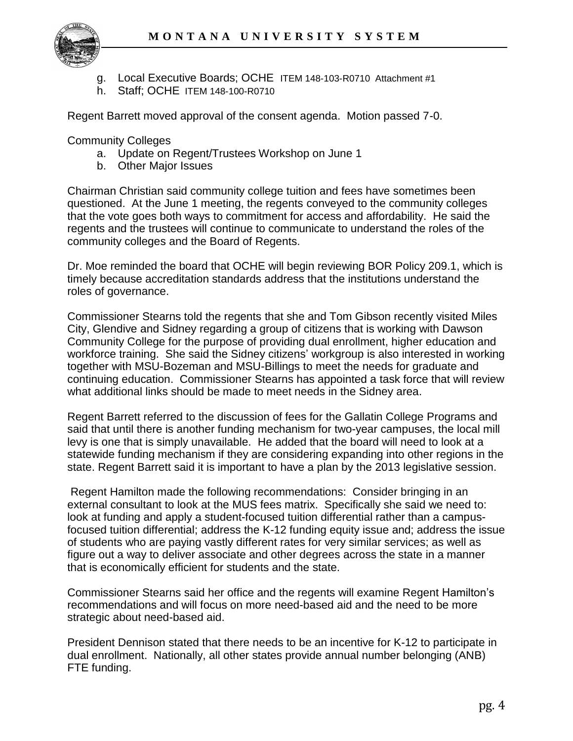g. Local Executive Boards; OCHE ITEM 148-103-R0710 Attachment #1
h. Staff; OCHE ITEM 148-100-R0710

Regent Barrett moved approval of the consent agenda. Motion passed 7-0.

Community Colleges

a. Update on Regent/Trustees Workshop on June 1
b. Other Major Issues

Chairman Christian said community college tuition and fees have sometimes been questioned. At the June 1 meeting, the regents conveyed to the community colleges that the vote goes both ways to commitment for access and affordability. He said the regents and the trustees will continue to communicate to understand the roles of the community colleges and the Board of Regents.

Dr. Moe reminded the board that OCHE will begin reviewing BOR Policy 209.1, which is timely because accreditation standards address that the institutions understand the roles of governance.

Commissioner Stearns told the regents that she and Tom Gibson recently visited Miles City, Glendive and Sidney regarding a group of citizens that is working with Dawson Community College for the purpose of providing dual enrollment, higher education and workforce training. She said the Sidney citizens' workgroup is also interested in working together with MSU-Bozeman and MSU-Billings to meet the needs for graduate and continuing education. Commissioner Stearns has appointed a task force that will review what additional links should be made to meet needs in the Sidney area.

Regent Barrett referred to the discussion of fees for the Gallatin College Programs and said that until there is another funding mechanism for two-year campuses, the local mill levy is one that is simply unavailable. He added that the board will need to look at a statewide funding mechanism if they are considering expanding into other regions in the state. Regent Barrett said it is important to have a plan by the 2013 legislative session.

Regent Hamilton made the following recommendations: Consider bringing in an external consultant to look at the MUS fees matrix. Specifically she said we need to: look at funding and apply a student-focused tuition differential rather than a campus-focused tuition differential; address the K-12 funding equity issue and; address the issue of students who are paying vastly different rates for very similar services; as well as figure out a way to deliver associate and other degrees across the state in a manner that is economically efficient for students and the state.

Commissioner Stearns said her office and the regents will examine Regent Hamilton's recommendations and will focus on more need-based aid and the need to be more strategic about need-based aid.

President Dennison stated that there needs to be an incentive for K-12 to participate in dual enrollment. Nationally, all other states provide annual number belonging (ANB) FTE funding.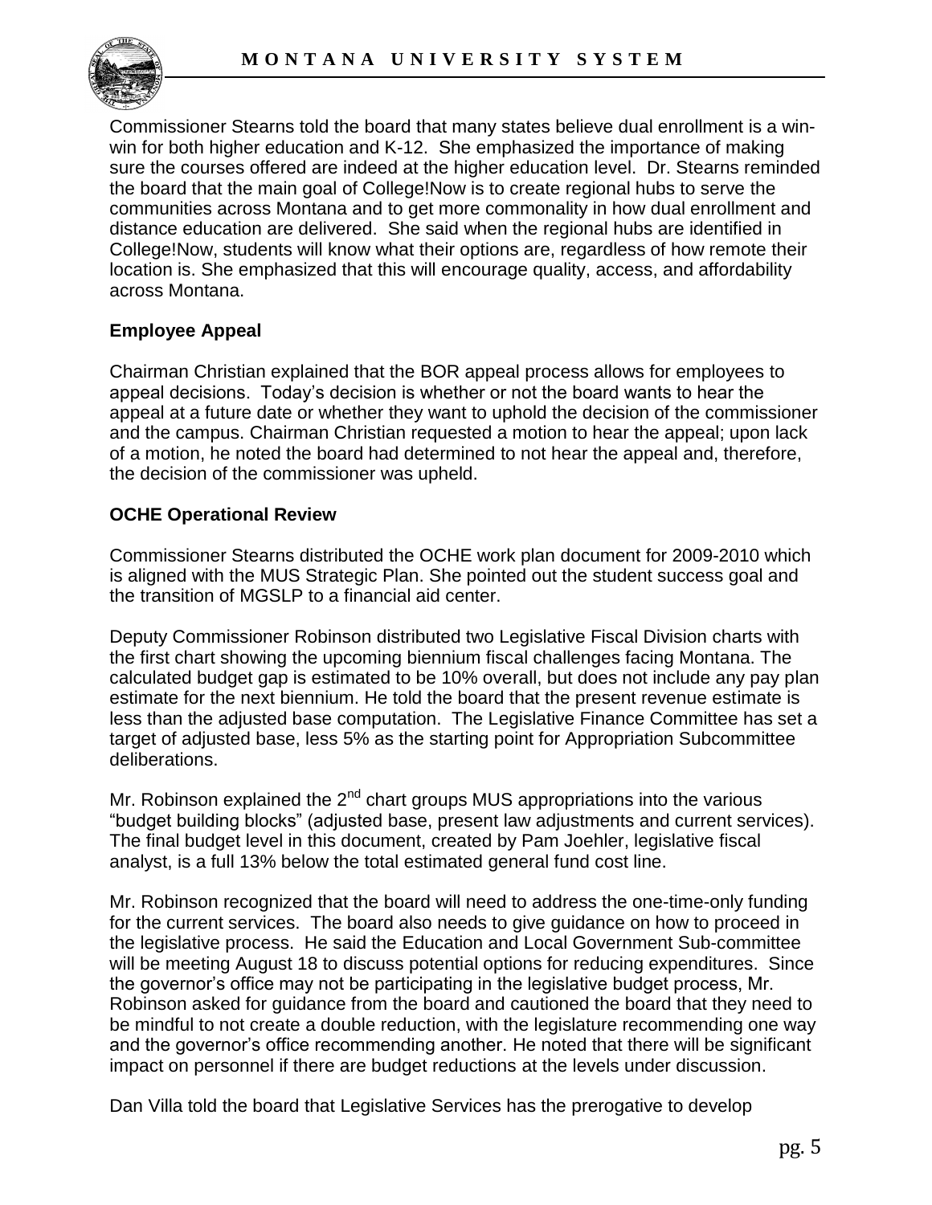Commissioner Stearns told the board that many states believe dual enrollment is a win-win for both higher education and K-12. She emphasized the importance of making sure the courses offered are indeed at the higher education level. Dr. Stearns reminded the board that the main goal of College!Now is to create regional hubs to serve the communities across Montana and to get more commonality in how dual enrollment and distance education are delivered. She said when the regional hubs are identified in College!Now, students will know what their options are, regardless of how remote their location is. She emphasized that this will encourage quality, access, and affordability across Montana.

**Employee Appeal**

Chairman Christian explained that the BOR appeal process allows for employees to appeal decisions. Today's decision is whether or not the board wants to hear the appeal at a future date or whether they want to uphold the decision of the commissioner and the campus. Chairman Christian requested a motion to hear the appeal; upon lack of a motion, he noted the board had determined to not hear the appeal and, therefore, the decision of the commissioner was upheld.

**OCHE Operational Review**

Commissioner Stearns distributed the OCHE work plan document for 2009-2010 which is aligned with the MUS Strategic Plan. She pointed out the student success goal and the transition of MGSLP to a financial aid center.

Deputy Commissioner Robinson distributed two Legislative Fiscal Division charts with the first chart showing the upcoming biennium fiscal challenges facing Montana. The calculated budget gap is estimated to be 10% overall, but does not include any pay plan estimate for the next biennium. He told the board that the present revenue estimate is less than the adjusted base computation. The Legislative Finance Committee has set a target of adjusted base, less 5% as the starting point for Appropriation Subcommittee deliberations.

Mr. Robinson explained the 2nd chart groups MUS appropriations into the various "budget building blocks" (adjusted base, present law adjustments and current services). The final budget level in this document, created by Pam Joehler, legislative fiscal analyst, is a full 13% below the total estimated general fund cost line.

Mr. Robinson recognized that the board will need to address the one-time-only funding for the current services. The board also needs to give guidance on how to proceed in the legislative process. He said the Education and Local Government Sub-committee will be meeting August 18 to discuss potential options for reducing expenditures. Since the governor's office may not be participating in the legislative budget process, Mr. Robinson asked for guidance from the board and cautioned the board that they need to be mindful to not create a double reduction, with the legislature recommending one way and the governor's office recommending another. He noted that there will be significant impact on personnel if there are budget reductions at the levels under discussion.

Dan Villa told the board that Legislative Services has the prerogative to develop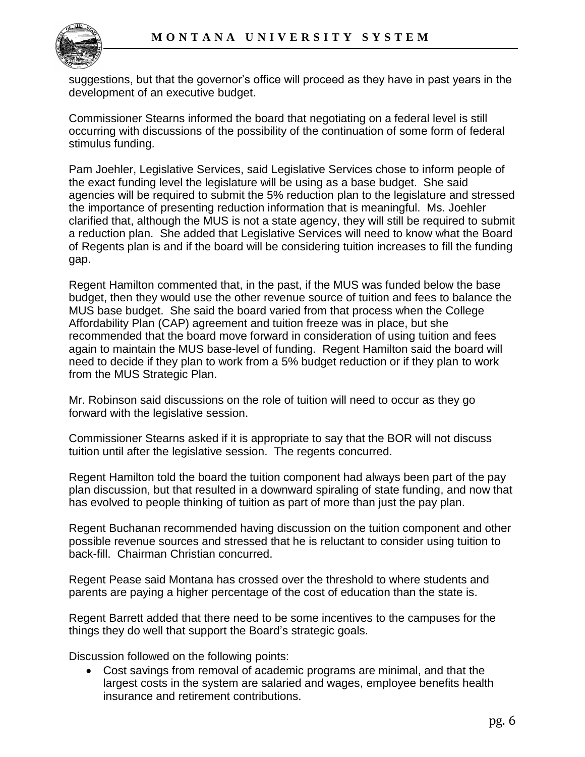suggestions, but that the governor's office will proceed as they have in past years in the development of an executive budget.

Commissioner Stearns informed the board that negotiating on a federal level is still occurring with discussions of the possibility of the continuation of some form of federal stimulus funding.

Pam Joehler, Legislative Services, said Legislative Services chose to inform people of the exact funding level the legislature will be using as a base budget. She said agencies will be required to submit the 5% reduction plan to the legislature and stressed the importance of presenting reduction information that is meaningful. Ms. Joehler clarified that, although the MUS is not a state agency, they will still be required to submit a reduction plan. She added that Legislative Services will need to know what the Board of Regents plan is and if the board will be considering tuition increases to fill the funding gap.

Regent Hamilton commented that, in the past, if the MUS was funded below the base budget, then they would use the other revenue source of tuition and fees to balance the MUS base budget. She said the board varied from that process when the College Affordability Plan (CAP) agreement and tuition freeze was in place, but she recommended that the board move forward in consideration of using tuition and fees again to maintain the MUS base-level of funding. Regent Hamilton said the board will need to decide if they plan to work from a 5% budget reduction or if they plan to work from the MUS Strategic Plan.

Mr. Robinson said discussions on the role of tuition will need to occur as they go forward with the legislative session.

Commissioner Stearns asked if it is appropriate to say that the BOR will not discuss tuition until after the legislative session. The regents concurred.

Regent Hamilton told the board the tuition component had always been part of the pay plan discussion, but that resulted in a downward spiraling of state funding, and now that has evolved to people thinking of tuition as part of more than just the pay plan.

Regent Buchanan recommended having discussion on the tuition component and other possible revenue sources and stressed that he is reluctant to consider using tuition to back-fill. Chairman Christian concurred.

Regent Pease said Montana has crossed over the threshold to where students and parents are paying a higher percentage of the cost of education than the state is.

Regent Barrett added that there need to be some incentives to the campuses for the things they do well that support the Board's strategic goals.

Discussion followed on the following points:

- Cost savings from removal of academic programs are minimal, and that the largest costs in the system are salaried and wages, employee benefits health insurance and retirement contributions.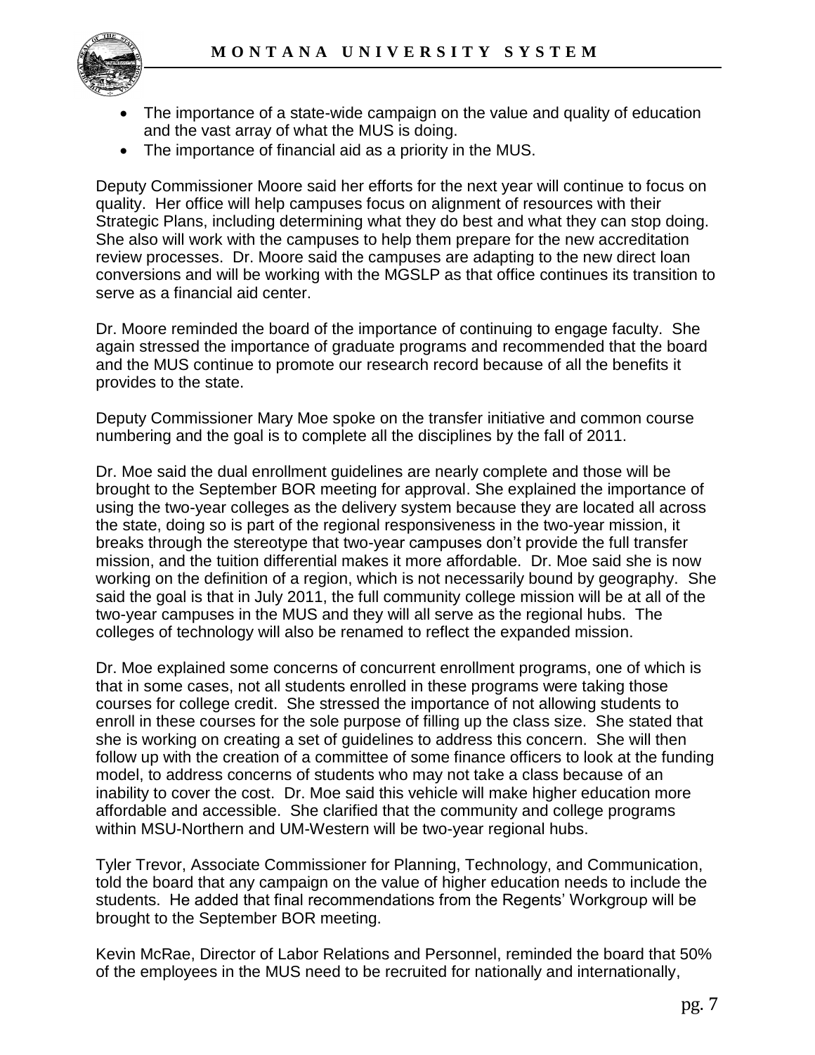- The importance of a state-wide campaign on the value and quality of education and the vast array of what the MUS is doing.
- The importance of financial aid as a priority in the MUS.

Deputy Commissioner Moore said her efforts for the next year will continue to focus on quality. Her office will help campuses focus on alignment of resources with their Strategic Plans, including determining what they do best and what they can stop doing. She also will work with the campuses to help them prepare for the new accreditation review processes. Dr. Moore said the campuses are adapting to the new direct loan conversions and will be working with the MGSLP as that office continues its transition to serve as a financial aid center.

Dr. Moore reminded the board of the importance of continuing to engage faculty. She again stressed the importance of graduate programs and recommended that the board and the MUS continue to promote our research record because of all the benefits it provides to the state.

Deputy Commissioner Mary Moe spoke on the transfer initiative and common course numbering and the goal is to complete all the disciplines by the fall of 2011.

Dr. Moe said the dual enrollment guidelines are nearly complete and those will be brought to the September BOR meeting for approval. She explained the importance of using the two-year colleges as the delivery system because they are located all across the state, doing so is part of the regional responsiveness in the two-year mission, it breaks through the stereotype that two-year campuses don't provide the full transfer mission, and the tuition differential makes it more affordable. Dr. Moe said she is now working on the definition of a region, which is not necessarily bound by geography. She said the goal is that in July 2011, the full community college mission will be at all of the two-year campuses in the MUS and they will all serve as the regional hubs. The colleges of technology will also be renamed to reflect the expanded mission.

Dr. Moe explained some concerns of concurrent enrollment programs, one of which is that in some cases, not all students enrolled in these programs were taking those courses for college credit. She stressed the importance of not allowing students to enroll in these courses for the sole purpose of filling up the class size. She stated that she is working on creating a set of guidelines to address this concern. She will then follow up with the creation of a committee of some finance officers to look at the funding model, to address concerns of students who may not take a class because of an inability to cover the cost. Dr. Moe said this vehicle will make higher education more affordable and accessible. She clarified that the community and college programs within MSU-Northern and UM-Western will be two-year regional hubs.

Tyler Trevor, Associate Commissioner for Planning, Technology, and Communication, told the board that any campaign on the value of higher education needs to include the students. He added that final recommendations from the Regents' Workgroup will be brought to the September BOR meeting.

Kevin McRae, Director of Labor Relations and Personnel, reminded the board that 50% of the employees in the MUS need to be recruited for nationally and internationally,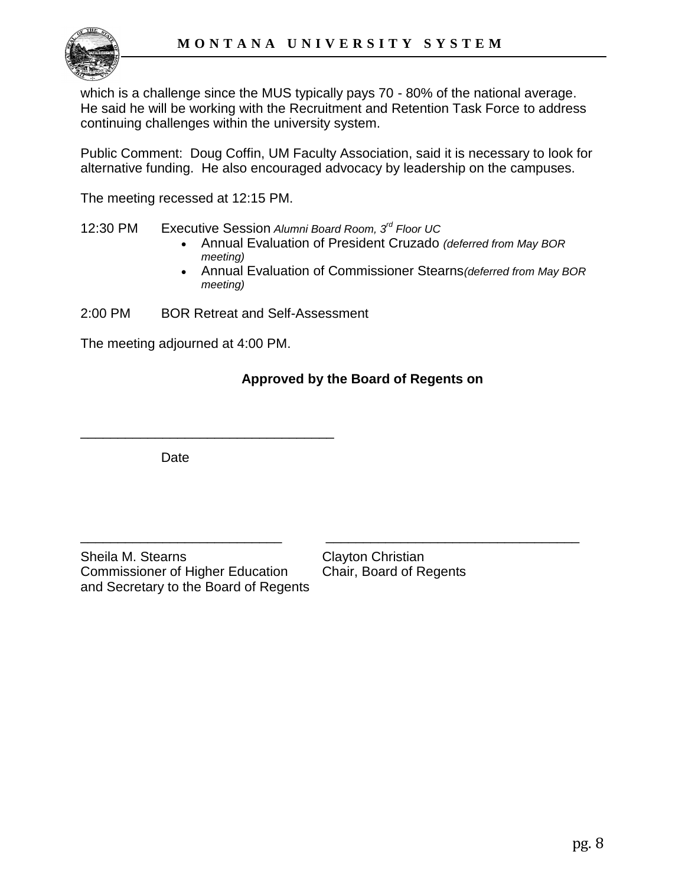which is a challenge since the MUS typically pays 70 - 80% of the national average. He said he will be working with the Recruitment and Retention Task Force to address continuing challenges within the university system.

Public Comment: Doug Coffin, UM Faculty Association, said it is necessary to look for alternative funding. He also encouraged advocacy by leadership on the campuses.

The meeting recessed at 12:15 PM.

12:30 PM Executive Session *Alumni Board Room, 3rd Floor UC*

- Annual Evaluation of President Cruzado *(deferred from May BOR meeting)*
- Annual Evaluation of Commissioner Stearns *(deferred from May BOR meeting)*

2:00 PM BOR Retreat and Self-Assessment

The meeting adjourned at 4:00 PM.

**Approved by the Board of Regents on**

_________________________________

Date

___________________________ ___________________________

Sheila M. Stearns
Commissioner of Higher Education
and Secretary to the Board of Regents

Clayton Christian
Chair, Board of Regents